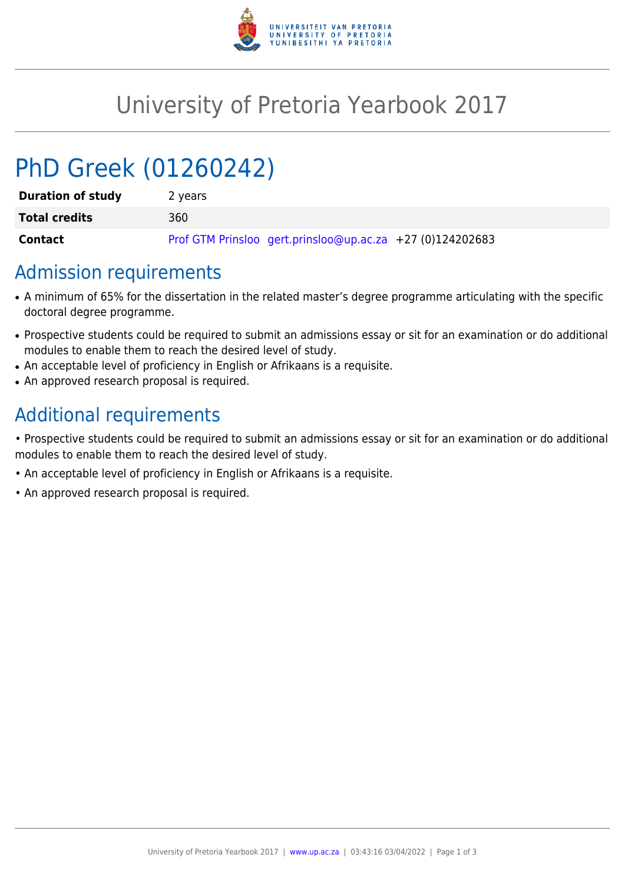# University of Pretoria Yearbook 2017

# PhD Greek (01260242)

| | |
|---|---|
| **Duration of study** | 2 years |
| **Total credits** | 360 |
| **Contact** | Prof GTM Prinsloo gert.prinsloo@up.ac.za +27 (0)124202683 |

## Admission requirements

- A minimum of 65% for the dissertation in the related master's degree programme articulating with the specific doctoral degree programme.
- Prospective students could be required to submit an admissions essay or sit for an examination or do additional modules to enable them to reach the desired level of study.
- An acceptable level of proficiency in English or Afrikaans is a requisite.
- An approved research proposal is required.

## Additional requirements

• Prospective students could be required to submit an admissions essay or sit for an examination or do additional modules to enable them to reach the desired level of study.

• An acceptable level of proficiency in English or Afrikaans is a requisite.

• An approved research proposal is required.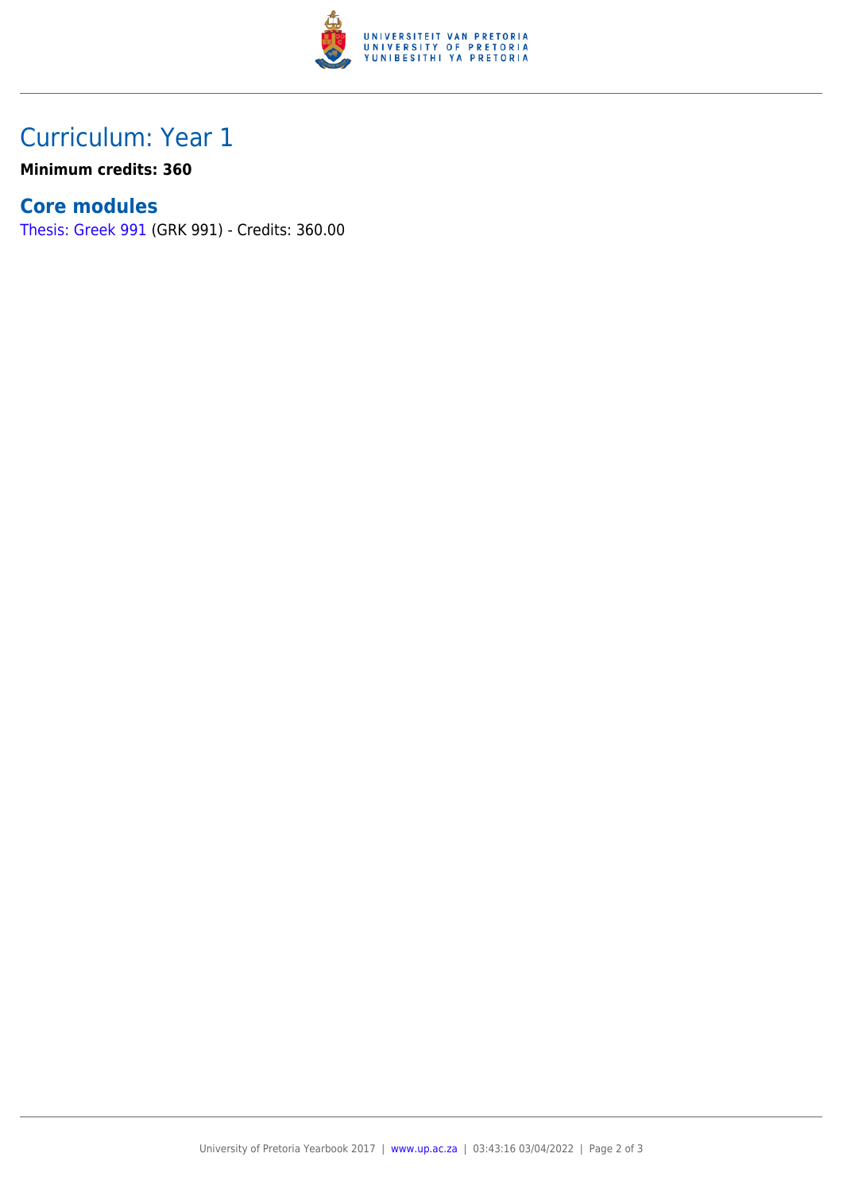## Curriculum: Year 1

**Minimum credits: 360**

### Core modules

Thesis: Greek 991 (GRK 991) - Credits: 360.00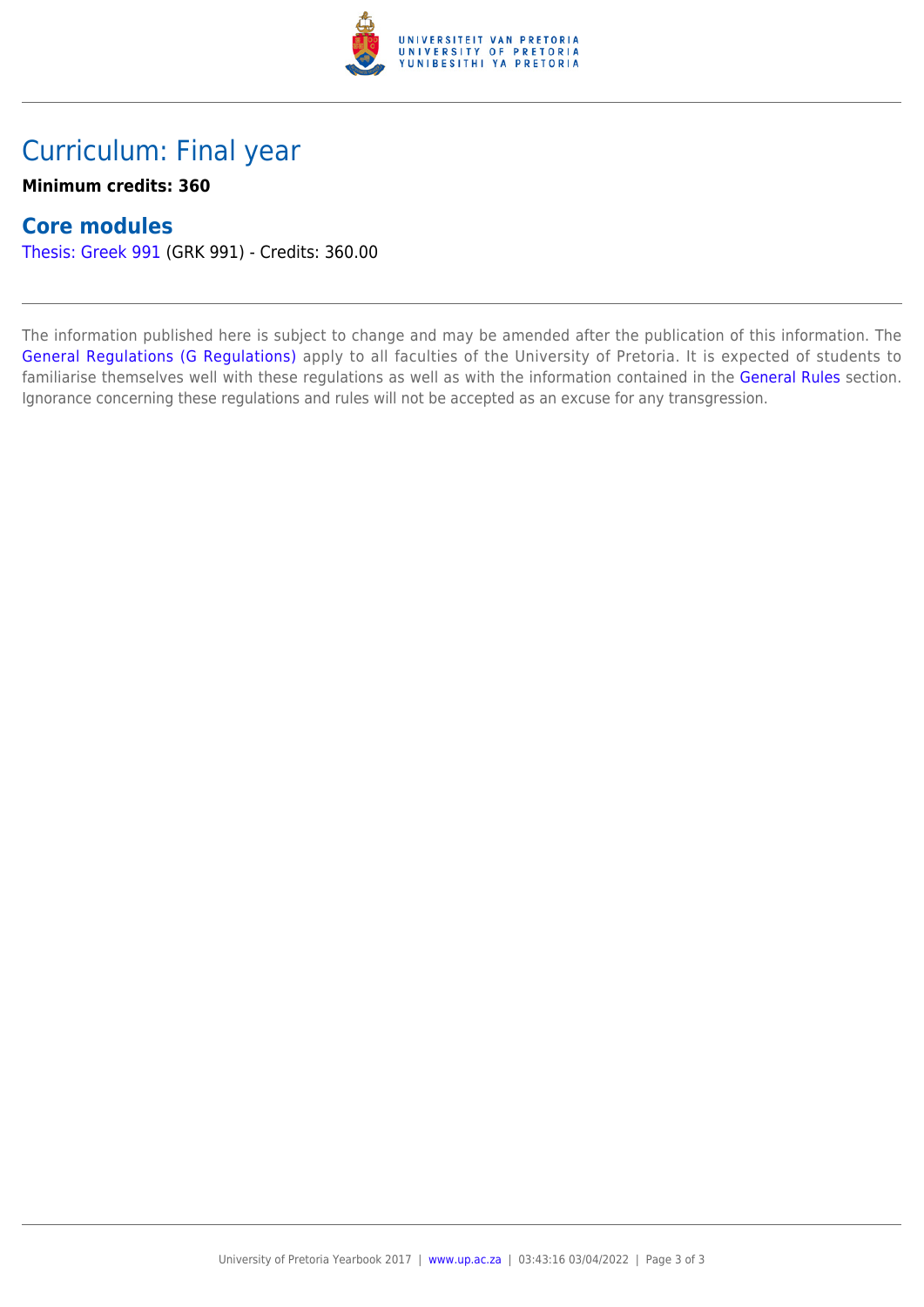## Curriculum: Final year

**Minimum credits: 360**

### Core modules

Thesis: Greek 991 (GRK 991) - Credits: 360.00

The information published here is subject to change and may be amended after the publication of this information. The General Regulations (G Regulations) apply to all faculties of the University of Pretoria. It is expected of students to familiarise themselves well with these regulations as well as with the information contained in the General Rules section. Ignorance concerning these regulations and rules will not be accepted as an excuse for any transgression.